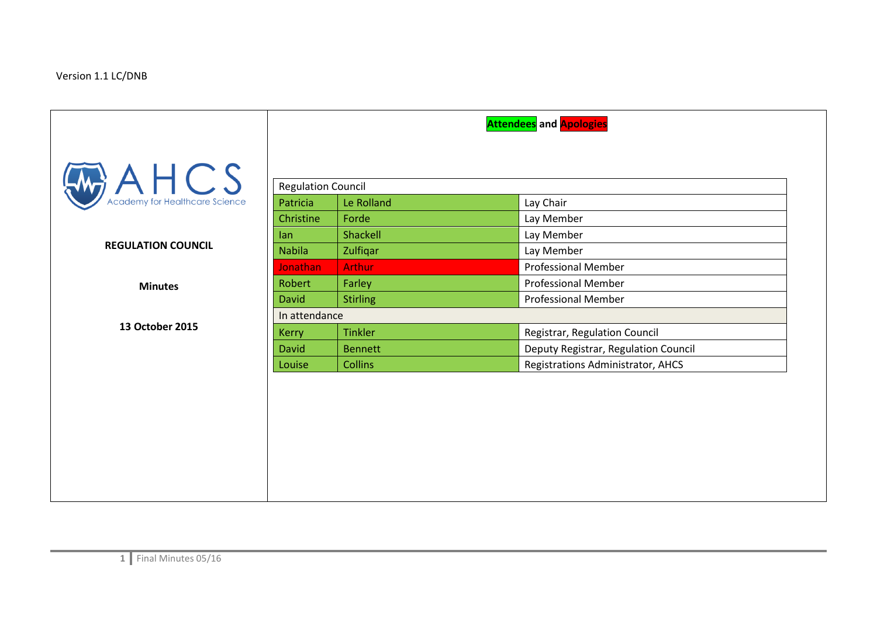Version 1.1 LC/DNB

AHCS Academy for Healthcare Science

**REGULATION COUNCIL**

**Minutes**

**13 October 2015**

**Attendees and Apologies**

| Regulation Council | | |
|---|---|---|
| Patricia | Le Rolland | Lay Chair |
| Christine | Forde | Lay Member |
| Ian | Shackell | Lay Member |
| Nabila | Zulfiqar | Lay Member |
| Jonathan | Arthur | Professional Member |
| Robert | Farley | Professional Member |
| David | Stirling | Professional Member |
| **In attendance** | | |
| Kerry | Tinkler | Registrar, Regulation Council |
| David | Bennett | Deputy Registrar, Regulation Council |
| Louise | Collins | Registrations Administrator, AHCS |

Final Minutes 05/16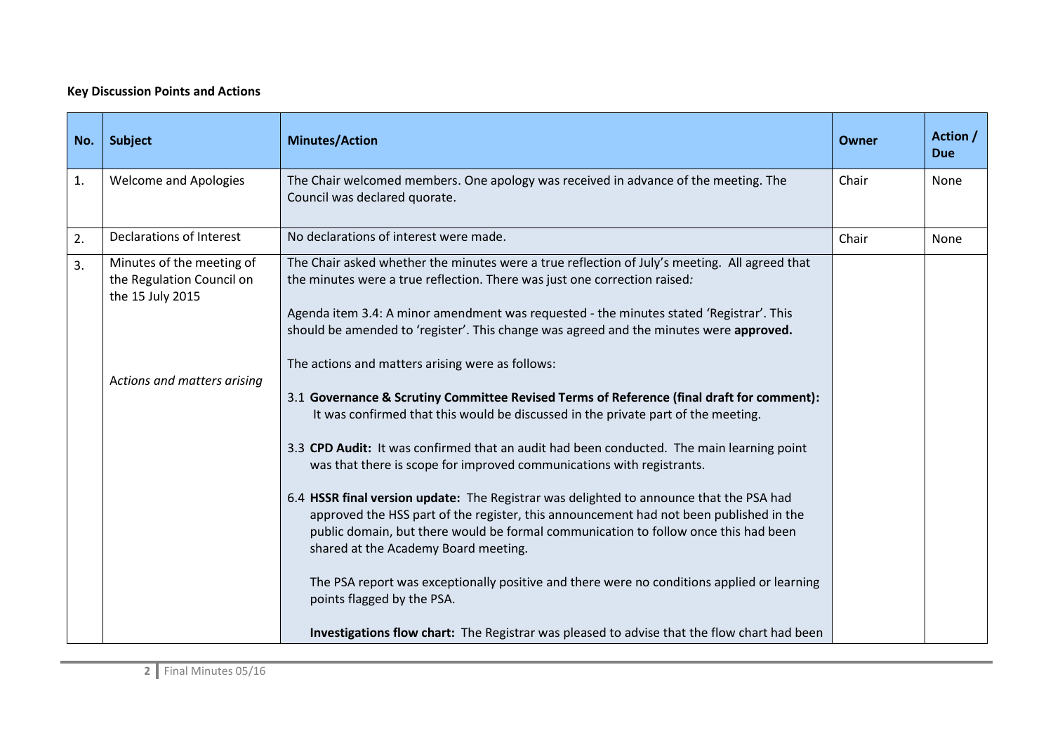**Key Discussion Points and Actions**

| No. | Subject | Minutes/Action | Owner | Action / Due |
|---|---|---|---|---|
| 1. | Welcome and Apologies | The Chair welcomed members. One apology was received in advance of the meeting. The Council was declared quorate. | Chair | None |
| 2. | Declarations of Interest | No declarations of interest were made. | Chair | None |
| 3. | Minutes of the meeting of the Regulation Council on the 15 July 2015<br><br>*Actions and matters arising* | The Chair asked whether the minutes were a true reflection of July's meeting. All agreed that the minutes were a true reflection. There was just one correction raised*:*<br><br>Agenda item 3.4: A minor amendment was requested - the minutes stated 'Registrar'. This should be amended to 'register'. This change was agreed and the minutes were **approved.**<br><br>The actions and matters arising were as follows:<br><br>3.1 **Governance & Scrutiny Committee Revised Terms of Reference (final draft for comment):** It was confirmed that this would be discussed in the private part of the meeting.<br><br>3.3 **CPD Audit:** It was confirmed that an audit had been conducted. The main learning point was that there is scope for improved communications with registrants.<br><br>6.4 **HSSR final version update:** The Registrar was delighted to announce that the PSA had approved the HSS part of the register, this announcement had not been published in the public domain, but there would be formal communication to follow once this had been shared at the Academy Board meeting.<br><br>The PSA report was exceptionally positive and there were no conditions applied or learning points flagged by the PSA.<br><br>**Investigations flow chart:** The Registrar was pleased to advise that the flow chart had been | | |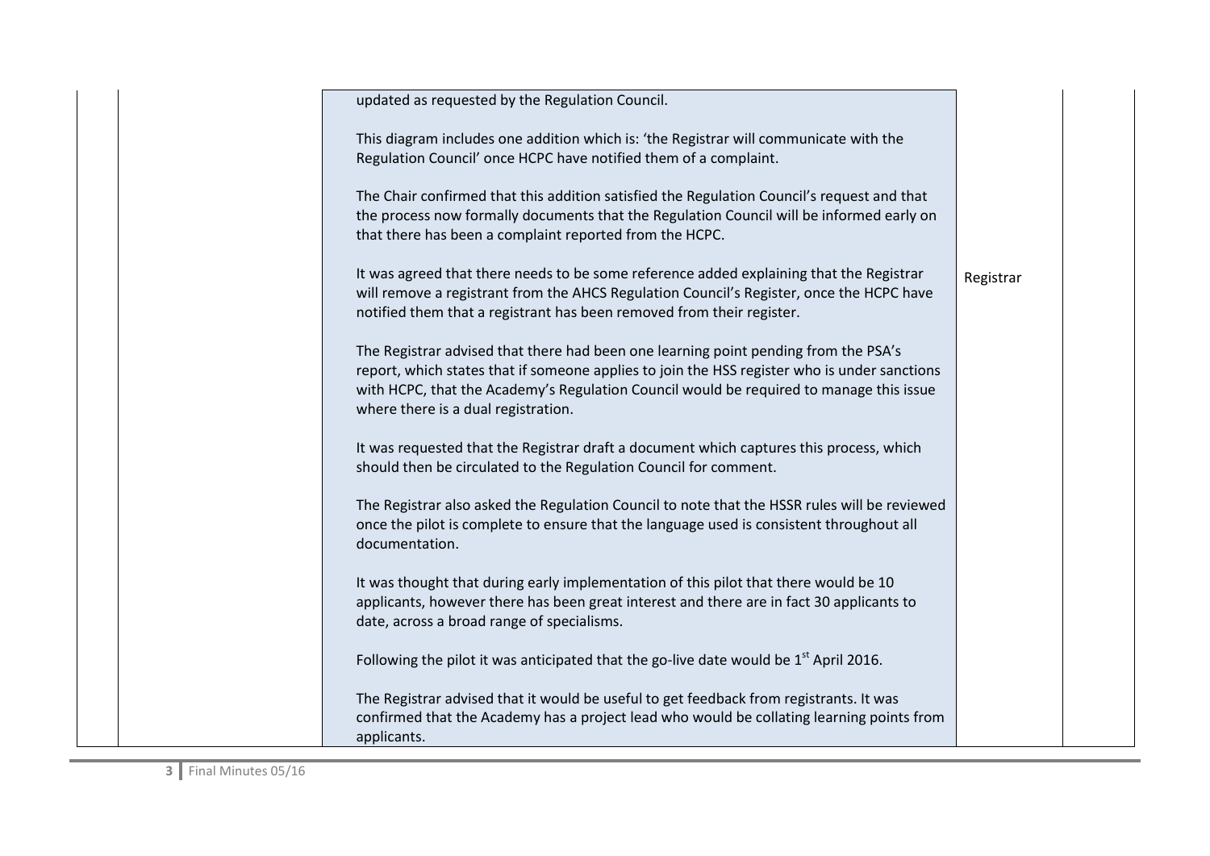| | | | | |
|---|---|---|---|---|
| | | updated as requested by the Regulation Council.<br><br>This diagram includes one addition which is: 'the Registrar will communicate with the Regulation Council' once HCPC have notified them of a complaint.<br><br>The Chair confirmed that this addition satisfied the Regulation Council's request and that the process now formally documents that the Regulation Council will be informed early on that there has been a complaint reported from the HCPC.<br><br>It was agreed that there needs to be some reference added explaining that the Registrar will remove a registrant from the AHCS Regulation Council's Register, once the HCPC have notified them that a registrant has been removed from their register.<br><br>The Registrar advised that there had been one learning point pending from the PSA's report, which states that if someone applies to join the HSS register who is under sanctions with HCPC, that the Academy's Regulation Council would be required to manage this issue where there is a dual registration.<br><br>It was requested that the Registrar draft a document which captures this process, which should then be circulated to the Regulation Council for comment.<br><br>The Registrar also asked the Regulation Council to note that the HSSR rules will be reviewed once the pilot is complete to ensure that the language used is consistent throughout all documentation.<br><br>It was thought that during early implementation of this pilot that there would be 10 applicants, however there has been great interest and there are in fact 30 applicants to date, across a broad range of specialisms.<br><br>Following the pilot it was anticipated that the go-live date would be 1st April 2016.<br><br>The Registrar advised that it would be useful to get feedback from registrants. It was confirmed that the Academy has a project lead who would be collating learning points from applicants. | Registrar | |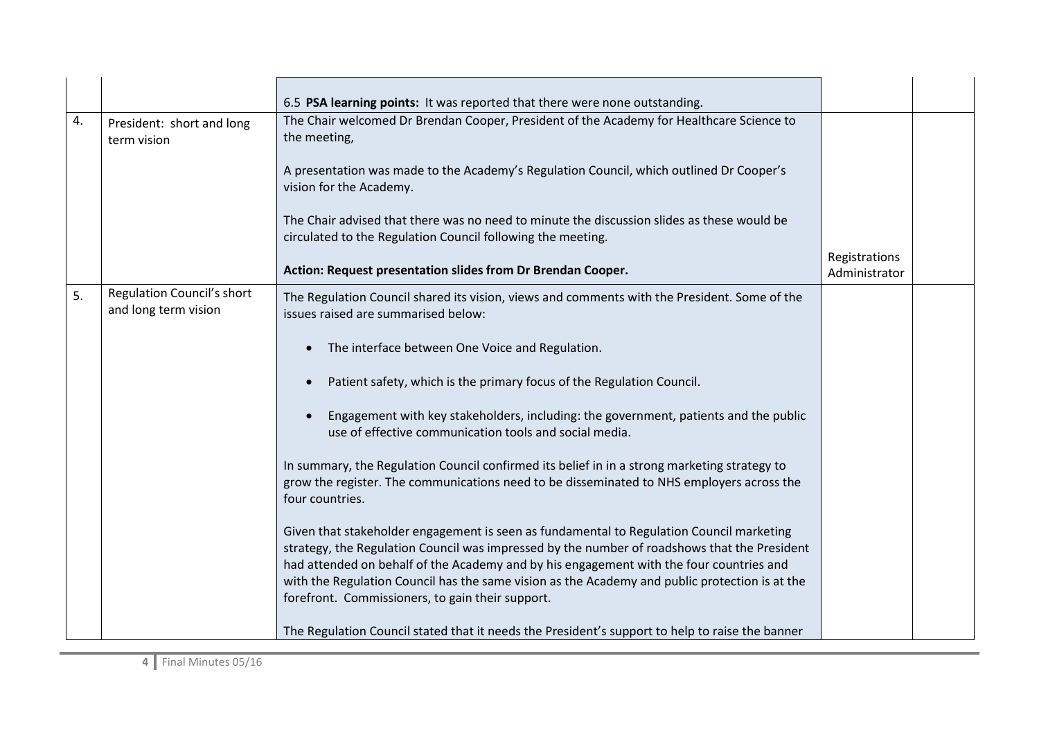| | | | | |
|---|---|---|---|---|
| | | 6.5 **PSA learning points:** It was reported that there were none outstanding. | | |
| 4. | President: short and long term vision | The Chair welcomed Dr Brendan Cooper, President of the Academy for Healthcare Science to the meeting,<br><br>A presentation was made to the Academy's Regulation Council, which outlined Dr Cooper's vision for the Academy.<br><br>The Chair advised that there was no need to minute the discussion slides as these would be circulated to the Regulation Council following the meeting.<br><br>**Action: Request presentation slides from Dr Brendan Cooper.** | Registrations Administrator | |
| 5. | Regulation Council's short and long term vision | The Regulation Council shared its vision, views and comments with the President. Some of the issues raised are summarised below:<br><br>• The interface between One Voice and Regulation.<br><br>• Patient safety, which is the primary focus of the Regulation Council.<br><br>• Engagement with key stakeholders, including: the government, patients and the public use of effective communication tools and social media.<br><br>In summary, the Regulation Council confirmed its belief in in a strong marketing strategy to grow the register. The communications need to be disseminated to NHS employers across the four countries.<br><br>Given that stakeholder engagement is seen as fundamental to Regulation Council marketing strategy, the Regulation Council was impressed by the number of roadshows that the President had attended on behalf of the Academy and by his engagement with the four countries and with the Regulation Council has the same vision as the Academy and public protection is at the forefront. Commissioners, to gain their support.<br><br>The Regulation Council stated that it needs the President's support to help to raise the banner | | |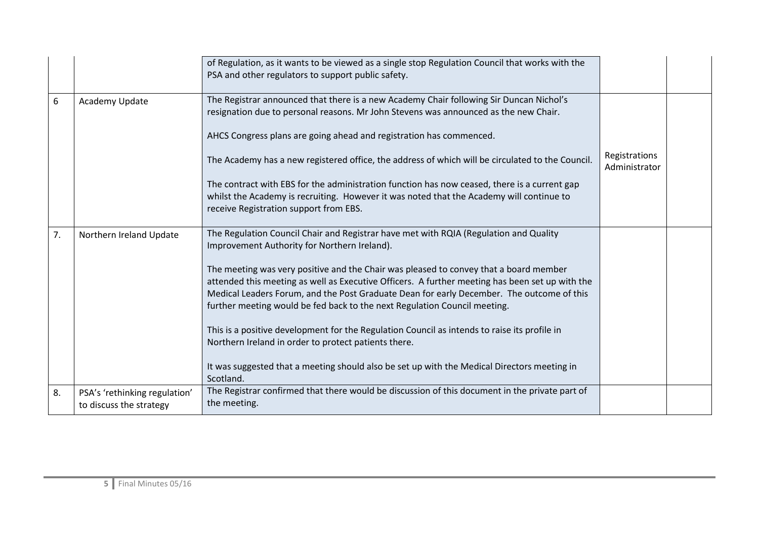| | | | | |
|---|---|---|---|---|
| | | of Regulation, as it wants to be viewed as a single stop Regulation Council that works with the PSA and other regulators to support public safety. | | |
| 6 | Academy Update | The Registrar announced that there is a new Academy Chair following Sir Duncan Nichol's resignation due to personal reasons. Mr John Stevens was announced as the new Chair.<br><br>AHCS Congress plans are going ahead and registration has commenced.<br><br>The Academy has a new registered office, the address of which will be circulated to the Council.<br><br>The contract with EBS for the administration function has now ceased, there is a current gap whilst the Academy is recruiting. However it was noted that the Academy will continue to receive Registration support from EBS. | Registrations Administrator | |
| 7. | Northern Ireland Update | The Regulation Council Chair and Registrar have met with RQIA (Regulation and Quality Improvement Authority for Northern Ireland).<br><br>The meeting was very positive and the Chair was pleased to convey that a board member attended this meeting as well as Executive Officers. A further meeting has been set up with the Medical Leaders Forum, and the Post Graduate Dean for early December. The outcome of this further meeting would be fed back to the next Regulation Council meeting.<br><br>This is a positive development for the Regulation Council as intends to raise its profile in Northern Ireland in order to protect patients there.<br><br>It was suggested that a meeting should also be set up with the Medical Directors meeting in Scotland. | | |
| 8. | PSA's 'rethinking regulation' to discuss the strategy | The Registrar confirmed that there would be discussion of this document in the private part of the meeting. | | |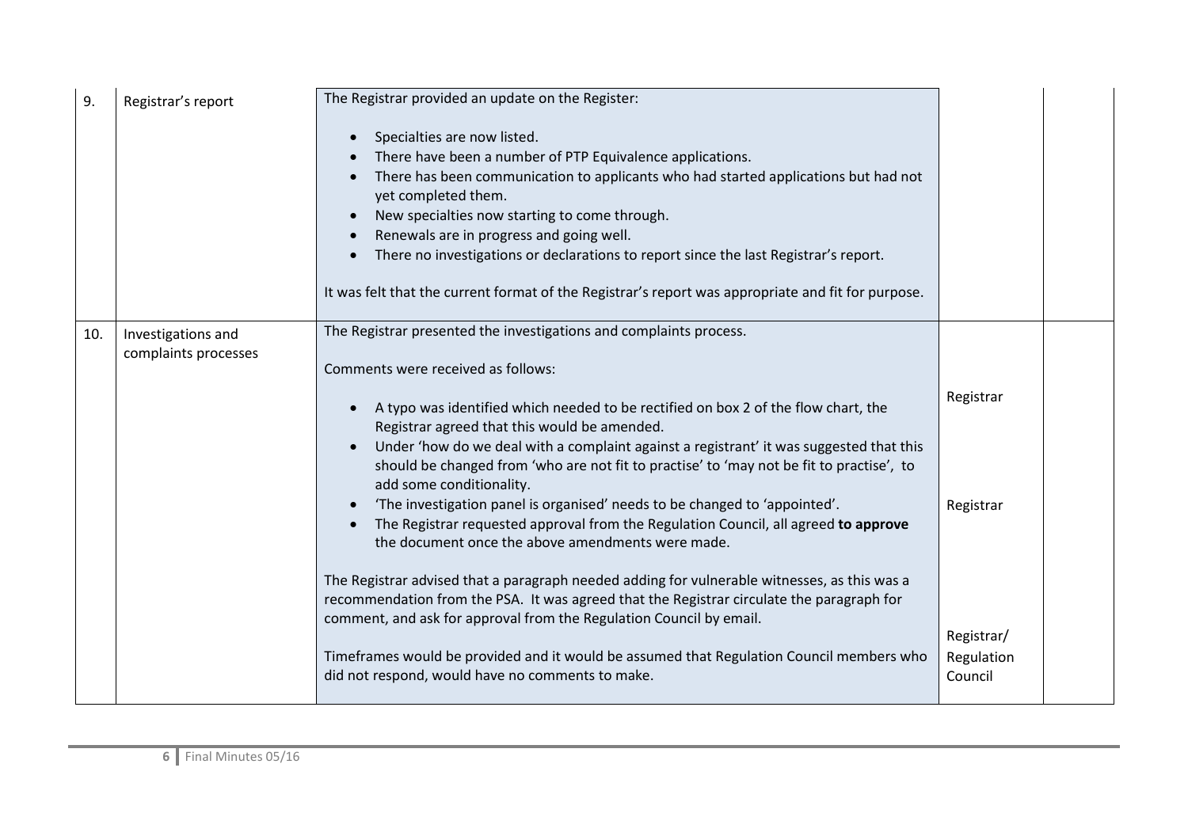| 9. | Registrar's report | The Registrar provided an update on the Register:<br><br>• Specialties are now listed.<br>• There have been a number of PTP Equivalence applications.<br>• There has been communication to applicants who had started applications but had not yet completed them.<br>• New specialties now starting to come through.<br>• Renewals are in progress and going well.<br>• There no investigations or declarations to report since the last Registrar's report.<br><br>It was felt that the current format of the Registrar's report was appropriate and fit for purpose. | | |
|---|---|---|---|---|
| 10. | Investigations and complaints processes | The Registrar presented the investigations and complaints process.<br><br>Comments were received as follows:<br><br>• A typo was identified which needed to be rectified on box 2 of the flow chart, the Registrar agreed that this would be amended.<br>• Under 'how do we deal with a complaint against a registrant' it was suggested that this should be changed from 'who are not fit to practise' to 'may not be fit to practise', to add some conditionality.<br>• 'The investigation panel is organised' needs to be changed to 'appointed'.<br>• The Registrar requested approval from the Regulation Council, all agreed **to approve** the document once the above amendments were made.<br><br>The Registrar advised that a paragraph needed adding for vulnerable witnesses, as this was a recommendation from the PSA. It was agreed that the Registrar circulate the paragraph for comment, and ask for approval from the Regulation Council by email.<br><br>Timeframes would be provided and it would be assumed that Regulation Council members who did not respond, would have no comments to make. | Registrar<br><br>Registrar<br><br>Registrar/ Regulation Council | |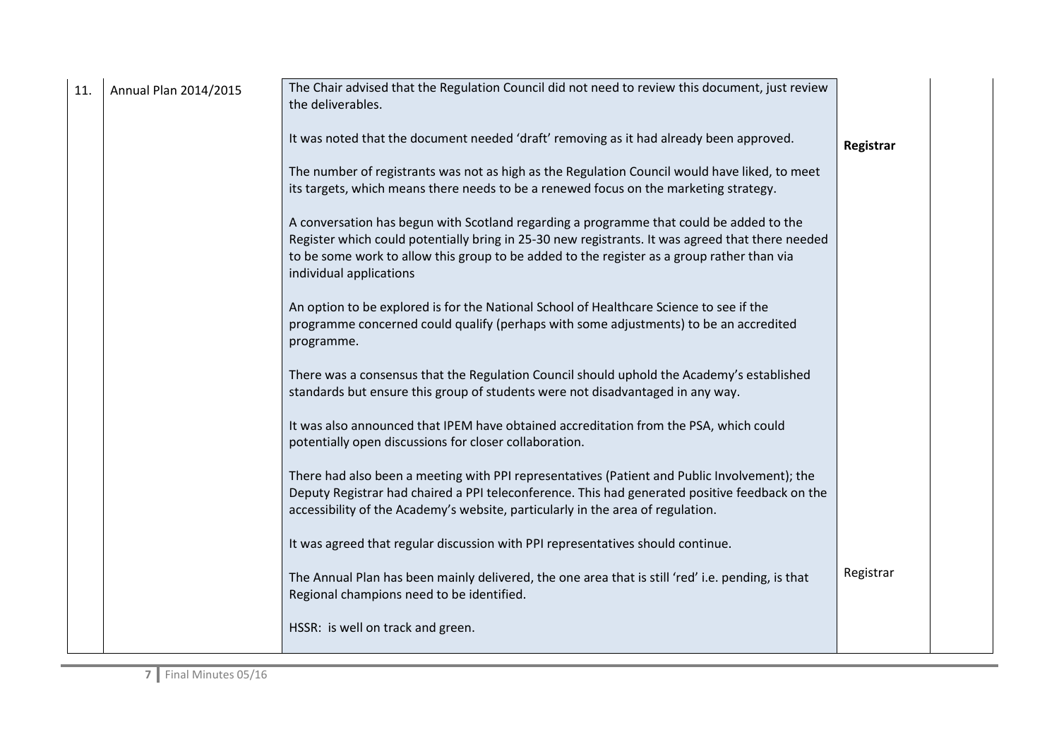| | | | | |
|---|---|---|---|---|
| 11. | Annual Plan 2014/2015 | The Chair advised that the Regulation Council did not need to review this document, just review the deliverables.<br><br>It was noted that the document needed 'draft' removing as it had already been approved.<br><br>The number of registrants was not as high as the Regulation Council would have liked, to meet its targets, which means there needs to be a renewed focus on the marketing strategy.<br><br>A conversation has begun with Scotland regarding a programme that could be added to the Register which could potentially bring in 25-30 new registrants. It was agreed that there needed to be some work to allow this group to be added to the register as a group rather than via individual applications<br><br>An option to be explored is for the National School of Healthcare Science to see if the programme concerned could qualify (perhaps with some adjustments) to be an accredited programme.<br><br>There was a consensus that the Regulation Council should uphold the Academy's established standards but ensure this group of students were not disadvantaged in any way.<br><br>It was also announced that IPEM have obtained accreditation from the PSA, which could potentially open discussions for closer collaboration.<br><br>There had also been a meeting with PPI representatives (Patient and Public Involvement); the Deputy Registrar had chaired a PPI teleconference. This had generated positive feedback on the accessibility of the Academy's website, particularly in the area of regulation.<br><br>It was agreed that regular discussion with PPI representatives should continue.<br><br>The Annual Plan has been mainly delivered, the one area that is still 'red' i.e. pending, is that Regional champions need to be identified.<br><br>HSSR: is well on track and green. | **Registrar**<br><br>Registrar | |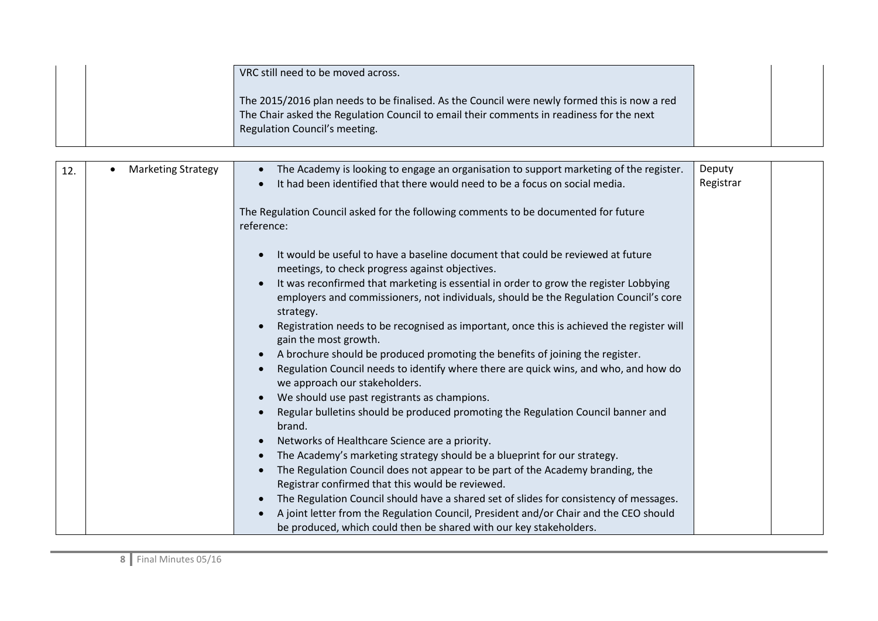|  |  | VRC still need to be moved across.<br><br>The 2015/2016 plan needs to be finalised. As the Council were newly formed this is now a red The Chair asked the Regulation Council to email their comments in readiness for the next Regulation Council's meeting. |  |  |
|---|---|---|---|---|
| 12. | • Marketing Strategy | • The Academy is looking to engage an organisation to support marketing of the register.<br>• It had been identified that there would need to be a focus on social media.<br><br>The Regulation Council asked for the following comments to be documented for future reference:<br><br>• It would be useful to have a baseline document that could be reviewed at future meetings, to check progress against objectives.<br>• It was reconfirmed that marketing is essential in order to grow the register Lobbying employers and commissioners, not individuals, should be the Regulation Council's core strategy.<br>• Registration needs to be recognised as important, once this is achieved the register will gain the most growth.<br>• A brochure should be produced promoting the benefits of joining the register.<br>• Regulation Council needs to identify where there are quick wins, and who, and how do we approach our stakeholders.<br>• We should use past registrants as champions.<br>• Regular bulletins should be produced promoting the Regulation Council banner and brand.<br>• Networks of Healthcare Science are a priority.<br>• The Academy's marketing strategy should be a blueprint for our strategy.<br>• The Regulation Council does not appear to be part of the Academy branding, the Registrar confirmed that this would be reviewed.<br>• The Regulation Council should have a shared set of slides for consistency of messages.<br>• A joint letter from the Regulation Council, President and/or Chair and the CEO should be produced, which could then be shared with our key stakeholders. | Deputy Registrar |  |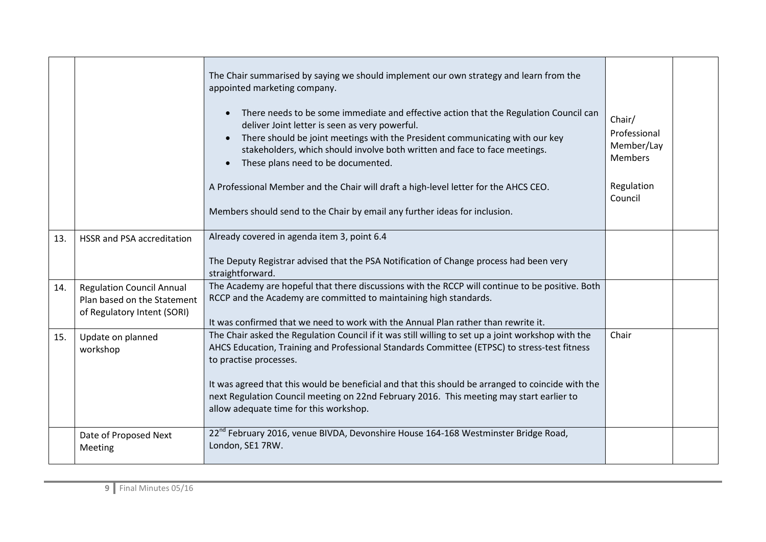|  |  |  |  |  |
|---|---|---|---|---|
|  |  | The Chair summarised by saying we should implement our own strategy and learn from the appointed marketing company.<br><br>• There needs to be some immediate and effective action that the Regulation Council can deliver Joint letter is seen as very powerful.<br>• There should be joint meetings with the President communicating with our key stakeholders, which should involve both written and face to face meetings.<br>• These plans need to be documented.<br><br>A Professional Member and the Chair will draft a high-level letter for the AHCS CEO.<br><br>Members should send to the Chair by email any further ideas for inclusion. | Chair/ Professional Member/Lay Members<br><br>Regulation Council |  |
| 13. | HSSR and PSA accreditation | Already covered in agenda item 3, point 6.4<br><br>The Deputy Registrar advised that the PSA Notification of Change process had been very straightforward. |  |  |
| 14. | Regulation Council Annual Plan based on the Statement of Regulatory Intent (SORI) | The Academy are hopeful that there discussions with the RCCP will continue to be positive. Both RCCP and the Academy are committed to maintaining high standards.<br><br>It was confirmed that we need to work with the Annual Plan rather than rewrite it. |  |  |
| 15. | Update on planned workshop | The Chair asked the Regulation Council if it was still willing to set up a joint workshop with the AHCS Education, Training and Professional Standards Committee (ETPSC) to stress-test fitness to practise processes.<br><br>It was agreed that this would be beneficial and that this should be arranged to coincide with the next Regulation Council meeting on 22nd February 2016. This meeting may start earlier to allow adequate time for this workshop. | Chair |  |
|  | Date of Proposed Next Meeting | 22nd February 2016, venue BIVDA, Devonshire House 164-168 Westminster Bridge Road, London, SE1 7RW. |  |  |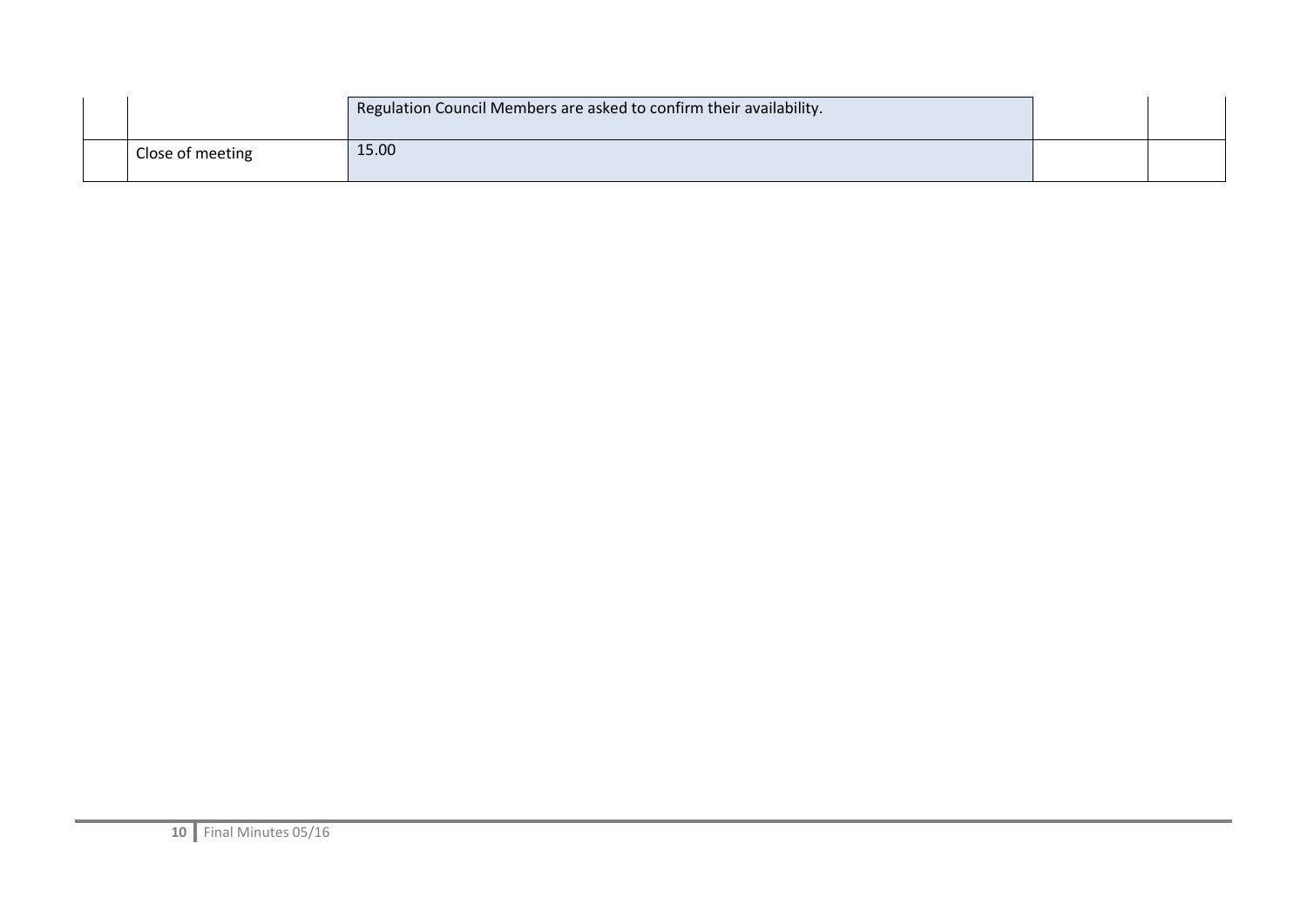| | | | | |
|---|---|---|---|---|
| | | Regulation Council Members are asked to confirm their availability. | | |
| | Close of meeting | 15.00 | | |